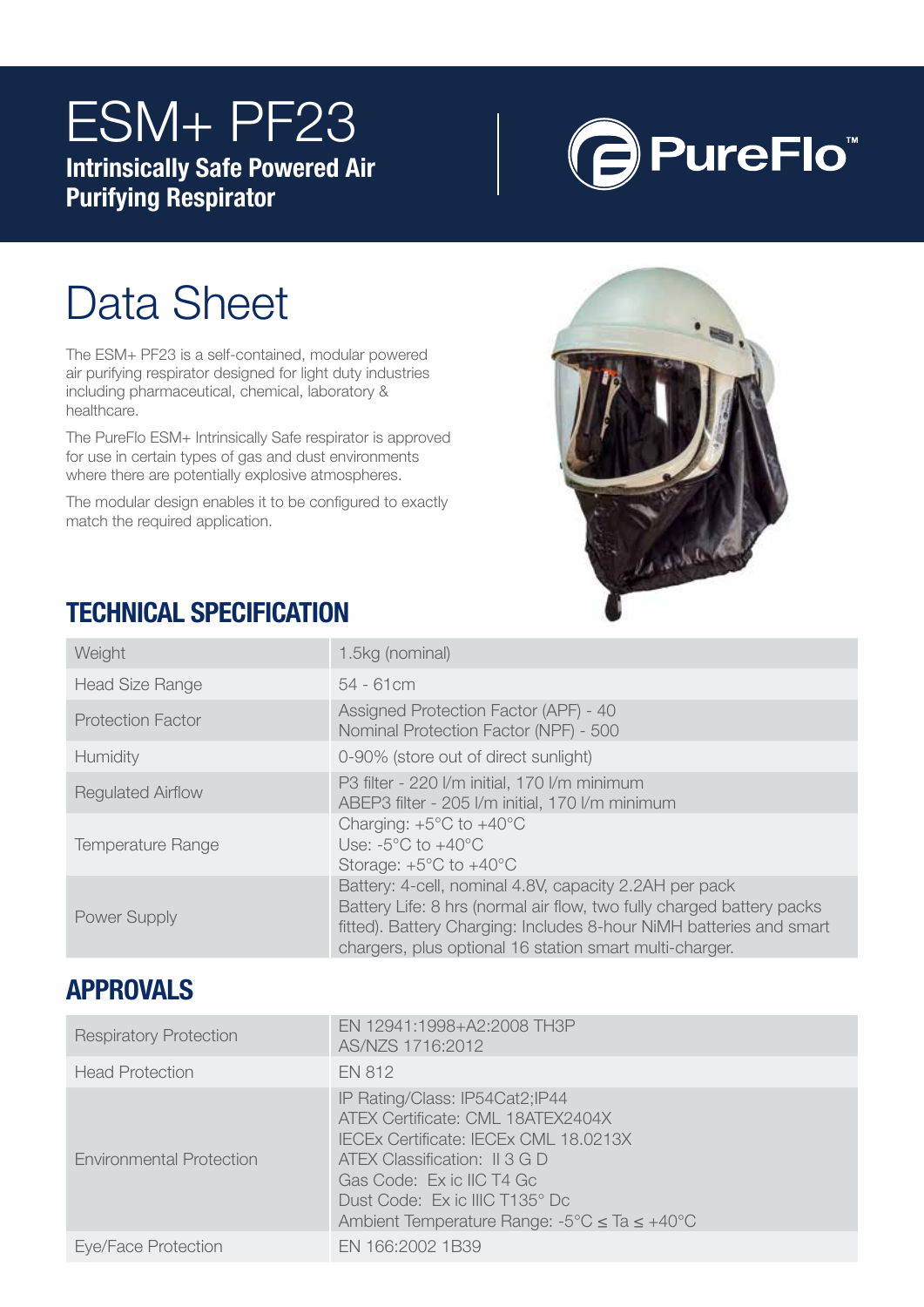# ESM+ PF23

**Intrinsically Safe Powered Air Purifying Respirator**

PureFlo™

## Data Sheet

The ESM+ PF23 is a self-contained, modular powered air purifying respirator designed for light duty industries including pharmaceutical, chemical, laboratory & healthcare.

The PureFlo ESM+ Intrinsically Safe respirator is approved for use in certain types of gas and dust environments where there are potentially explosive atmospheres.

The modular design enables it to be configured to exactly match the required application.

## TECHNICAL SPECIFICATION

| | |
|---|---|
| Weight | 1.5kg (nominal) |
| Head Size Range | 54 - 61cm |
| Protection Factor | Assigned Protection Factor (APF) - 40<br>Nominal Protection Factor (NPF) - 500 |
| Humidity | 0-90% (store out of direct sunlight) |
| Regulated Airflow | P3 filter - 220 l/m initial, 170 l/m minimum<br>ABEP3 filter - 205 l/m initial, 170 l/m minimum |
| Temperature Range | Charging: +5°C to +40°C<br>Use: -5°C to +40°C<br>Storage: +5°C to +40°C |
| Power Supply | Battery: 4-cell, nominal 4.8V, capacity 2.2AH per pack<br>Battery Life: 8 hrs (normal air flow, two fully charged battery packs fitted). Battery Charging: Includes 8-hour NiMH batteries and smart chargers, plus optional 16 station smart multi-charger. |

## APPROVALS

| | |
|---|---|
| Respiratory Protection | EN 12941:1998+A2:2008 TH3P<br>AS/NZS 1716:2012 |
| Head Protection | EN 812 |
| Environmental Protection | IP Rating/Class: IP54Cat2;IP44<br>ATEX Certificate: CML 18ATEX2404X<br>IECEx Certificate: IECEx CML 18.0213X<br>ATEX Classification: II 3 G D<br>Gas Code: Ex ic IIC T4 Gc<br>Dust Code: Ex ic IIIC T135° Dc<br>Ambient Temperature Range: -5°C ≤ Ta ≤ +40°C |
| Eye/Face Protection | EN 166:2002 1B39 |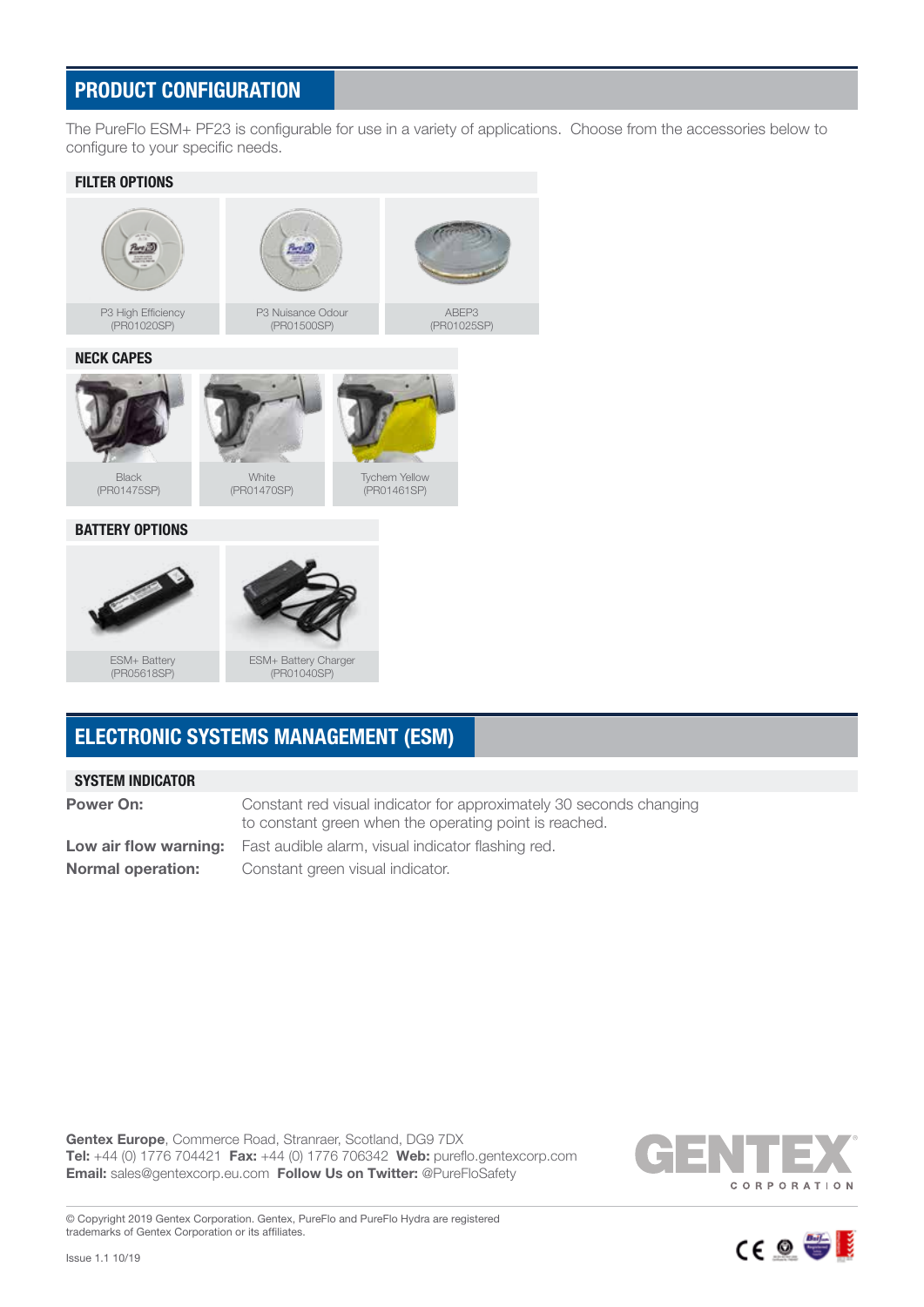## PRODUCT CONFIGURATION

The PureFlo ESM+ PF23 is configurable for use in a variety of applications. Choose from the accessories below to configure to your specific needs.

### FILTER OPTIONS

P3 High Efficiency
(PR01020SP)

P3 Nuisance Odour
(PR01500SP)

ABEP3
(PR01025SP)

### NECK CAPES

Black
(PR01475SP)

White
(PR01470SP)

Tychem Yellow
(PR01461SP)

### BATTERY OPTIONS

ESM+ Battery
(PR05618SP)

ESM+ Battery Charger
(PR01040SP)

## ELECTRONIC SYSTEMS MANAGEMENT (ESM)

### SYSTEM INDICATOR

**Power On:** Constant red visual indicator for approximately 30 seconds changing to constant green when the operating point is reached.

**Low air flow warning:** Fast audible alarm, visual indicator flashing red.

**Normal operation:** Constant green visual indicator.

**Gentex Europe**, Commerce Road, Stranraer, Scotland, DG9 7DX
**Tel:** +44 (0) 1776 704421 **Fax:** +44 (0) 1776 706342 **Web:** pureflo.gentexcorp.com
**Email:** sales@gentexcorp.eu.com **Follow Us on Twitter:** @PureFloSafety

GENTEX CORPORATION

© Copyright 2019 Gentex Corporation. Gentex, PureFlo and PureFlo Hydra are registered trademarks of Gentex Corporation or its affiliates.

Issue 1.1 10/19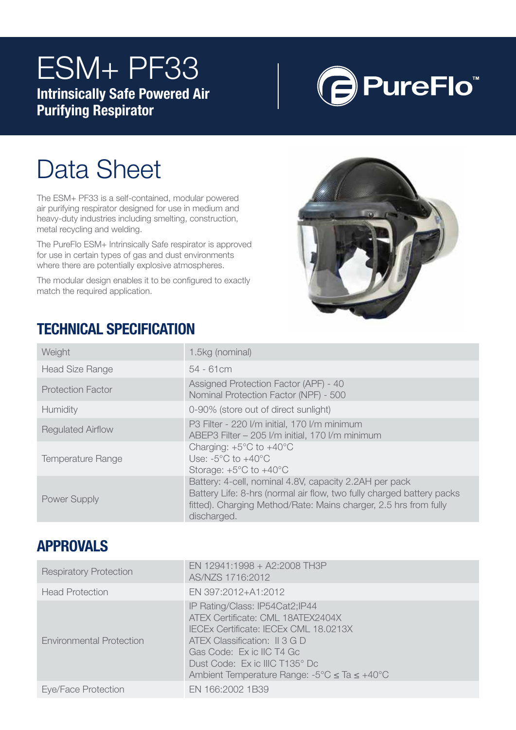# ESM+ PF33

**Intrinsically Safe Powered Air Purifying Respirator**

PureFlo™

# Data Sheet

The ESM+ PF33 is a self-contained, modular powered air purifying respirator designed for use in medium and heavy-duty industries including smelting, construction, metal recycling and welding.

The PureFlo ESM+ Intrinsically Safe respirator is approved for use in certain types of gas and dust environments where there are potentially explosive atmospheres.

The modular design enables it to be configured to exactly match the required application.

## TECHNICAL SPECIFICATION

| | |
|---|---|
| Weight | 1.5kg (nominal) |
| Head Size Range | 54 - 61cm |
| Protection Factor | Assigned Protection Factor (APF) - 40<br>Nominal Protection Factor (NPF) - 500 |
| Humidity | 0-90% (store out of direct sunlight) |
| Regulated Airflow | P3 Filter - 220 l/m initial, 170 l/m minimum<br>ABEP3 Filter – 205 l/m initial, 170 l/m minimum |
| Temperature Range | Charging: +5°C to +40°C<br>Use: -5°C to +40°C<br>Storage: +5°C to +40°C |
| Power Supply | Battery: 4-cell, nominal 4.8V, capacity 2.2AH per pack<br>Battery Life: 8-hrs (normal air flow, two fully charged battery packs fitted). Charging Method/Rate: Mains charger, 2.5 hrs from fully discharged. |

## APPROVALS

| | |
|---|---|
| Respiratory Protection | EN 12941:1998 + A2:2008 TH3P<br>AS/NZS 1716:2012 |
| Head Protection | EN 397:2012+A1:2012 |
| Environmental Protection | IP Rating/Class: IP54Cat2;IP44<br>ATEX Certificate: CML 18ATEX2404X<br>IECEx Certificate: IECEx CML 18.0213X<br>ATEX Classification: II 3 G D<br>Gas Code: Ex ic IIC T4 Gc<br>Dust Code: Ex ic IIIC T135° Dc<br>Ambient Temperature Range: -5°C ≤ Ta ≤ +40°C |
| Eye/Face Protection | EN 166:2002 1B39 |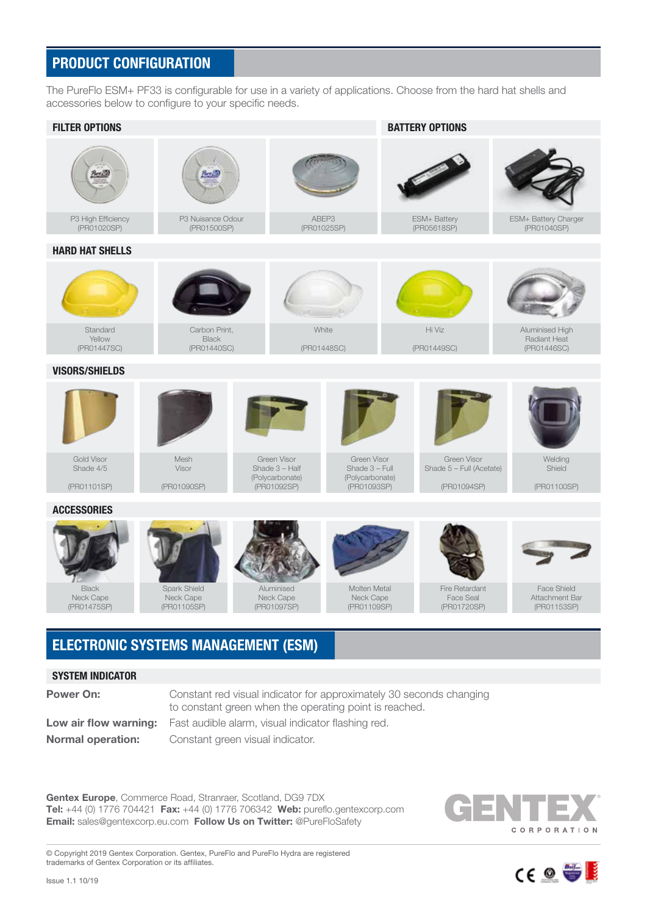## PRODUCT CONFIGURATION

The PureFlo ESM+ PF33 is configurable for use in a variety of applications. Choose from the hard hat shells and accessories below to configure to your specific needs.

### FILTER OPTIONS

P3 High Efficiency (PR01020SP)

P3 Nuisance Odour (PR01500SP)

ABEP3 (PR01025SP)

### BATTERY OPTIONS

ESM+ Battery (PR05618SP)

ESM+ Battery Charger (PR01040SP)

### HARD HAT SHELLS

Standard Yellow (PR01447SC)

Carbon Print, Black (PR01440SC)

White (PR01448SC)

Hi Viz (PR01449SC)

Aluminised High Radiant Heat (PR01446SC)

### VISORS/SHIELDS

Gold Visor Shade 4/5 (PR01101SP)

Mesh Visor (PR01090SP)

Green Visor Shade 3 – Half (Polycarbonate) (PR01092SP)

Green Visor Shade 3 – Full (Polycarbonate) (PR01093SP)

Green Visor Shade 5 – Full (Acetate) (PR01094SP)

Welding Shield (PR01100SP)

### ACCESSORIES

Black Neck Cape (PR01475SP)

Spark Shield Neck Cape (PR01105SP)

Aluminised Neck Cape (PR01097SP)

Molten Metal Neck Cape (PR01109SP)

Fire Retardant Face Seal (PR01720SP)

Face Shield Attachment Bar (PR01153SP)

## ELECTRONIC SYSTEMS MANAGEMENT (ESM)

### SYSTEM INDICATOR

**Power On:** Constant red visual indicator for approximately 30 seconds changing to constant green when the operating point is reached.

**Low air flow warning:** Fast audible alarm, visual indicator flashing red.

**Normal operation:** Constant green visual indicator.

**Gentex Europe**, Commerce Road, Stranraer, Scotland, DG9 7DX
**Tel:** +44 (0) 1776 704421 **Fax:** +44 (0) 1776 706342 **Web:** pureflo.gentexcorp.com
**Email:** sales@gentexcorp.eu.com **Follow Us on Twitter:** @PureFloSafety

GENTEX® CORPORATION

© Copyright 2019 Gentex Corporation. Gentex, PureFlo and PureFlo Hydra are registered trademarks of Gentex Corporation or its affiliates.

Issue 1.1 10/19